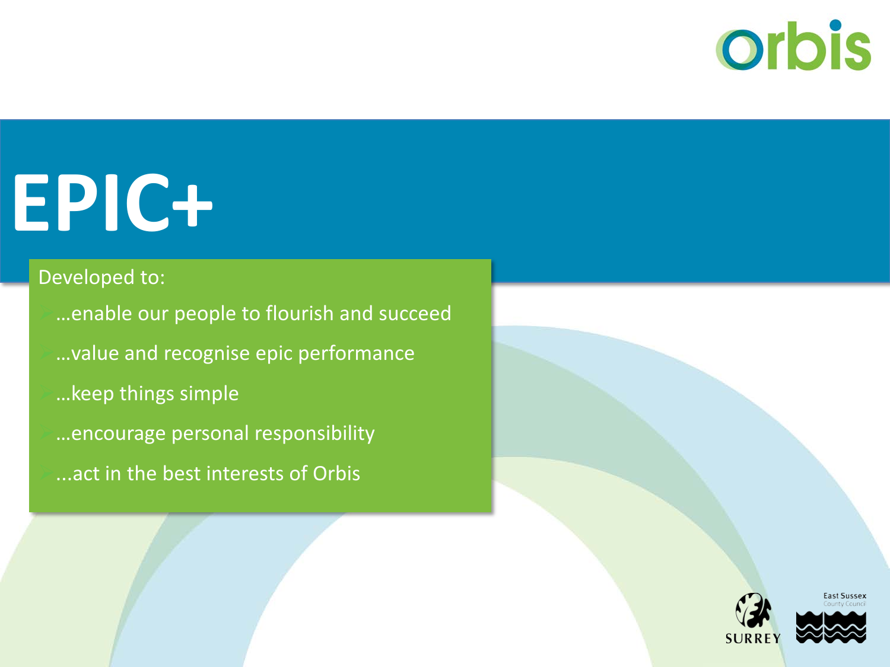# EPIC+

Developed to:

- …enable our people to flourish and succeed
- …value and recognise epic performance
- …keep things simple
- …encourage personal responsibility
- ...act in the best interests of Orbis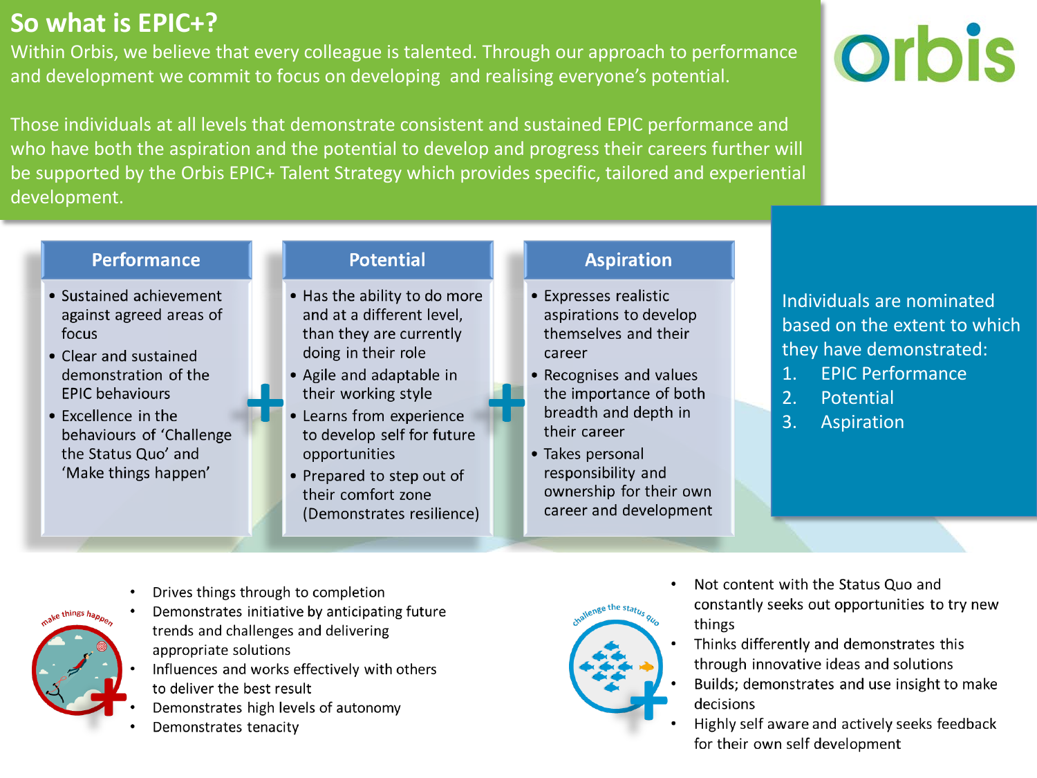# So what is EPIC+?

Within Orbis, we believe that every colleague is talented. Through our approach to performance and development we commit to focus on developing and realising everyone's potential.

Those individuals at all levels that demonstrate consistent and sustained EPIC performance and who have both the aspiration and the potential to develop and progress their careers further will be supported by the Orbis EPIC+ Talent Strategy which provides specific, tailored and experiential development.

orbis

### Performance

- Sustained achievement against agreed areas of focus
- Clear and sustained demonstration of the EPIC behaviours
- Excellence in the behaviours of 'Challenge the Status Quo' and 'Make things happen'

**+**

### Potential

- Has the ability to do more and at a different level, than they are currently doing in their role
- Agile and adaptable in their working style
- Learns from experience to develop self for future opportunities
- Prepared to step out of their comfort zone (Demonstrates resilience)

**+**

### Aspiration

- Expresses realistic aspirations to develop themselves and their career
- Recognises and values the importance of both breadth and depth in their career
- Takes personal responsibility and ownership for their own career and development

Individuals are nominated based on the extent to which they have demonstrated:

1. EPIC Performance
2. Potential
3. Aspiration

**make things happen +**

- Drives things through to completion
- Demonstrates initiative by anticipating future trends and challenges and delivering appropriate solutions
- Influences and works effectively with others to deliver the best result
- Demonstrates high levels of autonomy
- Demonstrates tenacity

**challenge the status quo +**

- Not content with the Status Quo and constantly seeks out opportunities to try new things
- Thinks differently and demonstrates this through innovative ideas and solutions
- Builds; demonstrates and use insight to make decisions
- Highly self aware and actively seeks feedback for their own self development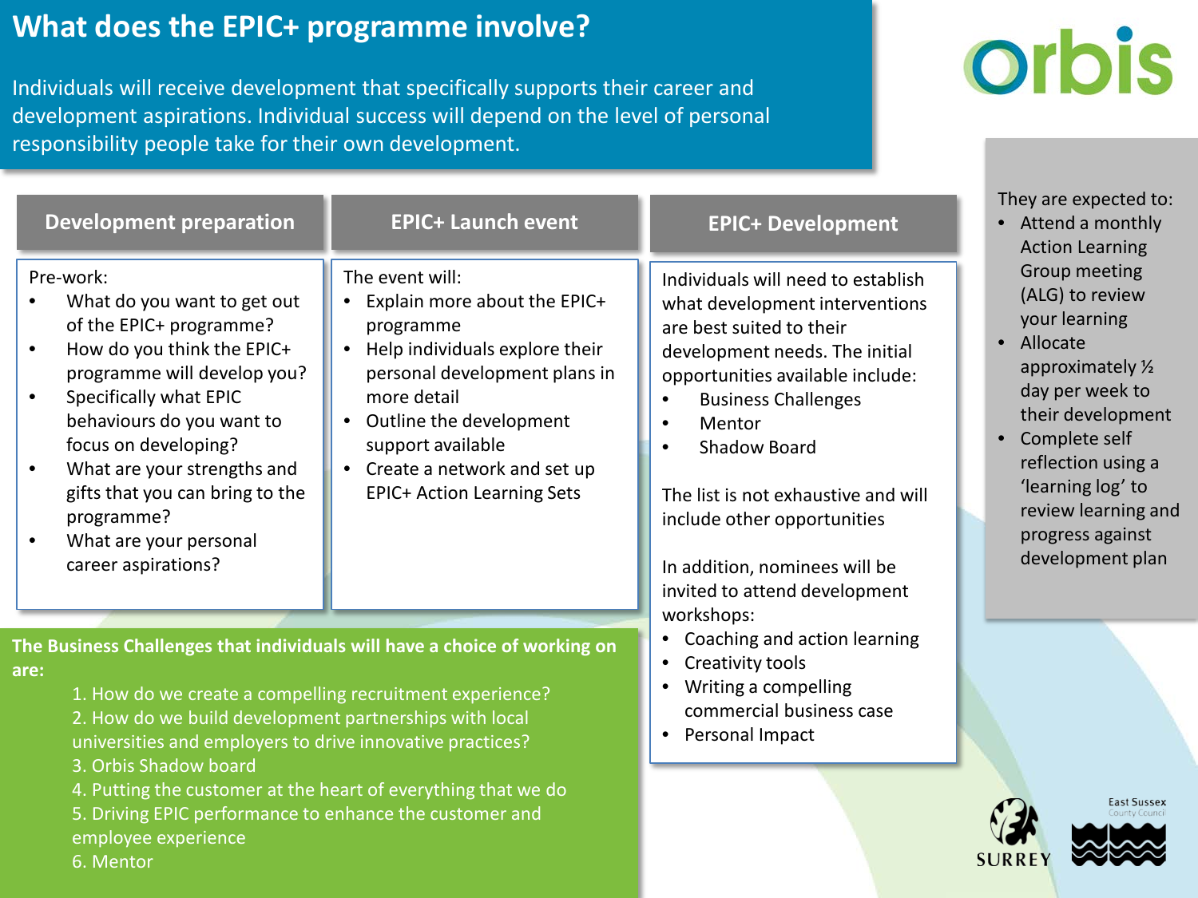# What does the EPIC+ programme involve?

Individuals will receive development that specifically supports their career and development aspirations. Individual success will depend on the level of personal responsibility people take for their own development.

orbis

## Development preparation

Pre-work:

- What do you want to get out of the EPIC+ programme?
- How do you think the EPIC+ programme will develop you?
- Specifically what EPIC behaviours do you want to focus on developing?
- What are your strengths and gifts that you can bring to the programme?
- What are your personal career aspirations?

## EPIC+ Launch event

The event will:

- Explain more about the EPIC+ programme
- Help individuals explore their personal development plans in more detail
- Outline the development support available
- Create a network and set up EPIC+ Action Learning Sets

## EPIC+ Development

Individuals will need to establish what development interventions are best suited to their development needs. The initial opportunities available include:

- Business Challenges
- Mentor
- Shadow Board

The list is not exhaustive and will include other opportunities

In addition, nominees will be invited to attend development workshops:

- Coaching and action learning
- Creativity tools
- Writing a compelling commercial business case
- Personal Impact

They are expected to:

- Attend a monthly Action Learning Group meeting (ALG) to review your learning
- Allocate approximately ½ day per week to their development
- Complete self reflection using a ‘learning log’ to review learning and progress against development plan

**The Business Challenges that individuals will have a choice of working on are:**

1. How do we create a compelling recruitment experience?
2. How do we build development partnerships with local universities and employers to drive innovative practices?
3. Orbis Shadow board
4. Putting the customer at the heart of everything that we do
5. Driving EPIC performance to enhance the customer and employee experience
6. Mentor

SURREY

East Sussex County Council